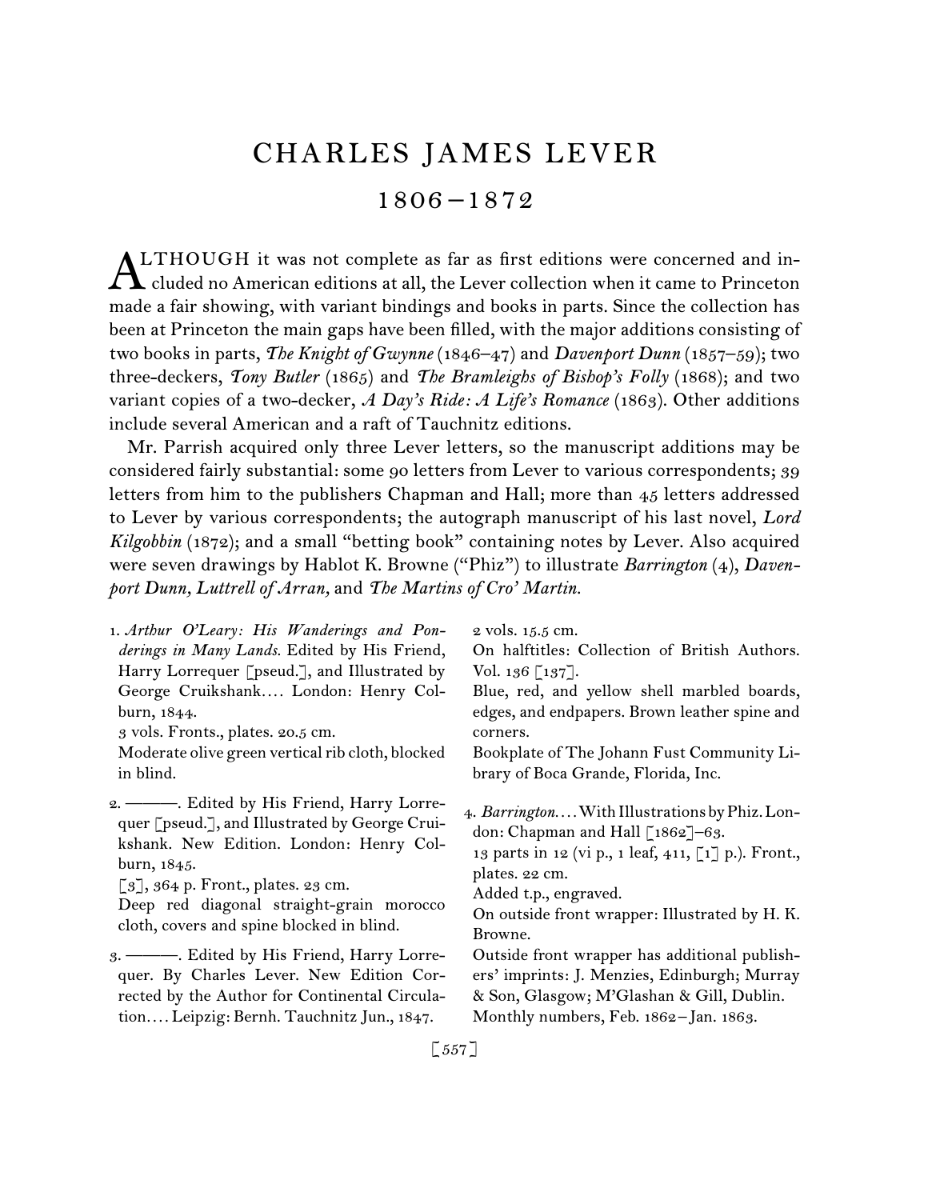# CHARLES JAMES LEVER

## 1806–1872

ALTHOUGH it was not complete as far as first editions were concerned and included no American editions at all, the Lever collection when it came to Princeton made a fair showing, with variant bindings and books in parts. Since the collection has been at Princeton the main gaps have been filled, with the major additions consisting of two books in parts, *The Knight of Gwynne* (1846–47) and *Davenport Dunn* (1857–59); two three-deckers, *Tony Butler* (1865) and *The Bramleighs of Bishop's Folly* (1868); and two variant copies of a two-decker, *A Day's Ride: A Life's Romance* (1863). Other additions include several American and a raft of Tauchnitz editions.

Mr. Parrish acquired only three Lever letters, so the manuscript additions may be considered fairly substantial: some 90 letters from Lever to various correspondents; 39 letters from him to the publishers Chapman and Hall; more than 45 letters addressed to Lever by various correspondents; the autograph manuscript of his last novel, *Lord Kilgobbin* (1872); and a small "betting book" containing notes by Lever. Also acquired were seven drawings by Hablot K. Browne ("Phiz") to illustrate *Barrington* (4), *Davenport Dunn, Luttrell of Arran,* and *The Martins of Cro' Martin.*

1. *Arthur O'Leary: His Wanderings and Ponderings in Many Lands.* Edited by His Friend, Harry Lorrequer [pseud.], and Illustrated by George Cruikshank.... London: Henry Colburn, 1844.
3 vols. Fronts., plates. 20.5 cm.
Moderate olive green vertical rib cloth, blocked in blind.

2. ———. Edited by His Friend, Harry Lorrequer [pseud.], and Illustrated by George Cruikshank. New Edition. London: Henry Colburn, 1845.
[3], 364 p. Front., plates. 23 cm.
Deep red diagonal straight-grain morocco cloth, covers and spine blocked in blind.

3. ———. Edited by His Friend, Harry Lorrequer. By Charles Lever. New Edition Corrected by the Author for Continental Circulation.... Leipzig: Bernh. Tauchnitz Jun., 1847.
2 vols. 15.5 cm.
On halftitles: Collection of British Authors. Vol. 136 [137].
Blue, red, and yellow shell marbled boards, edges, and endpapers. Brown leather spine and corners.
Bookplate of The Johann Fust Community Library of Boca Grande, Florida, Inc.

4. *Barrington.*... With Illustrations by Phiz. London: Chapman and Hall [1862]–63.
13 parts in 12 (vi p., 1 leaf, 411, [1] p.). Front., plates. 22 cm.
Added t.p., engraved.
On outside front wrapper: Illustrated by H. K. Browne.
Outside front wrapper has additional publishers' imprints: J. Menzies, Edinburgh; Murray & Son, Glasgow; M'Glashan & Gill, Dublin.
Monthly numbers, Feb. 1862–Jan. 1863.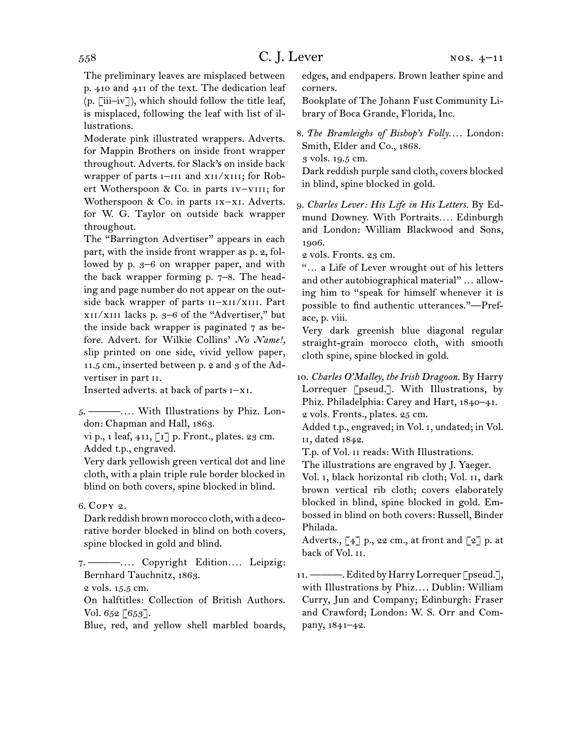The preliminary leaves are misplaced between p. 410 and 411 of the text. The dedication leaf (p. [iii–iv]), which should follow the title leaf, is misplaced, following the leaf with list of illustrations.

Moderate pink illustrated wrappers. Adverts. for Mappin Brothers on inside front wrapper throughout. Adverts. for Slack's on inside back wrapper of parts I–III and XII/XIII; for Robert Wotherspoon & Co. in parts IV–VIII; for Wotherspoon & Co. in parts IX–XI. Adverts. for W. G. Taylor on outside back wrapper throughout.

The "Barrington Advertiser" appears in each part, with the inside front wrapper as p. 2, followed by p. 3–6 on wrapper paper, and with the back wrapper forming p. 7–8. The heading and page number do not appear on the outside back wrapper of parts II–XII/XIII. Part XII/XIII lacks p. 3–6 of the "Advertiser," but the inside back wrapper is paginated 7 as before. Advert. for Wilkie Collins' *No Name!,* slip printed on one side, vivid yellow paper, 11.5 cm., inserted between p. 2 and 3 of the Advertiser in part II.

Inserted adverts. at back of parts I–XI.

5. ———.... With Illustrations by Phiz. London: Chapman and Hall, 1863.
vi p., 1 leaf, 411, [1] p. Front., plates. 23 cm.
Added t.p., engraved.
Very dark yellowish green vertical dot and line cloth, with a plain triple rule border blocked in blind on both covers, spine blocked in blind.

6. Copy 2.
Dark reddish brown morocco cloth, with a decorative border blocked in blind on both covers, spine blocked in gold and blind.

7. ———.... Copyright Edition.... Leipzig: Bernhard Tauchnitz, 1863.
2 vols. 15.5 cm.
On halftitles: Collection of British Authors. Vol. 652 [653].
Blue, red, and yellow shell marbled boards, edges, and endpapers. Brown leather spine and corners.
Bookplate of The Johann Fust Community Library of Boca Grande, Florida, Inc.

8. *The Bramleighs of Bishop's Folly....* London: Smith, Elder and Co., 1868.
3 vols. 19.5 cm.
Dark reddish purple sand cloth, covers blocked in blind, spine blocked in gold.

9. *Charles Lever: His Life in His Letters.* By Edmund Downey. With Portraits.... Edinburgh and London: William Blackwood and Sons, 1906.
2 vols. Fronts. 23 cm.
"... a Life of Lever wrought out of his letters and other autobiographical material" ... allowing him to "speak for himself whenever it is possible to find authentic utterances."—Preface, p. viii.
Very dark greenish blue diagonal regular straight-grain morocco cloth, with smooth cloth spine, spine blocked in gold.

10. *Charles O'Malley, the Irish Dragoon.* By Harry Lorrequer [pseud.]. With Illustrations, by Phiz. Philadelphia: Carey and Hart, 1840–41.
2 vols. Fronts., plates. 25 cm.
Added t.p., engraved; in Vol. I, undated; in Vol. II, dated 1842.
T.p. of Vol. II reads: With Illustrations.
The illustrations are engraved by J. Yaeger.
Vol. I, black horizontal rib cloth; Vol. II, dark brown vertical rib cloth; covers elaborately blocked in blind, spine blocked in gold. Embossed in blind on both covers: Russell, Binder Philada.
Adverts., [4] p., 22 cm., at front and [2] p. at back of Vol. II.

11. ———. Edited by Harry Lorrequer [pseud.], with Illustrations by Phiz.... Dublin: William Curry, Jun and Company; Edinburgh: Fraser and Crawford; London: W. S. Orr and Company, 1841–42.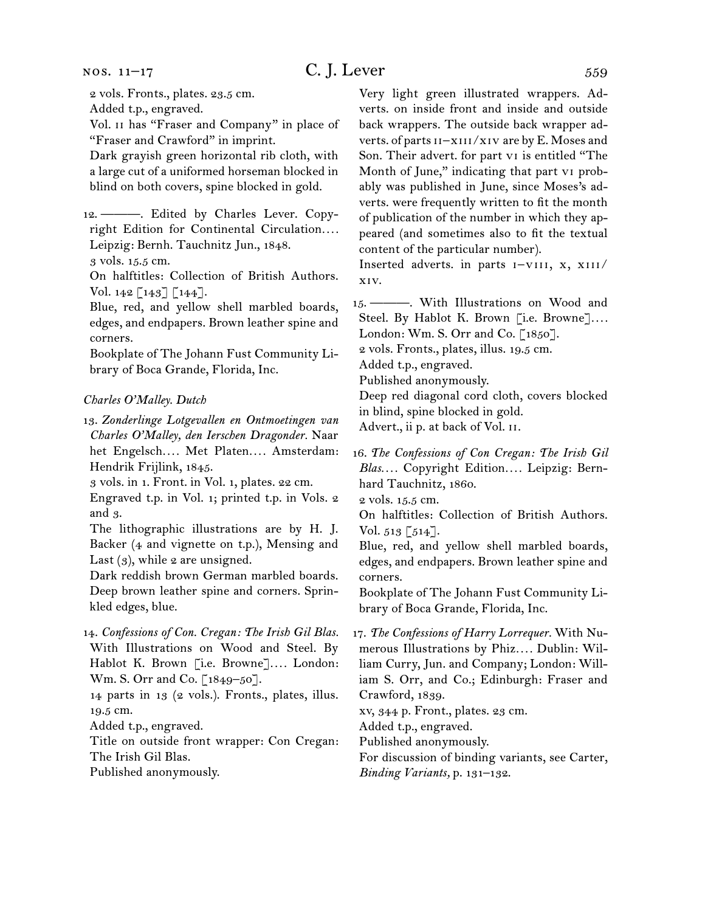2 vols. Fronts., plates. 23.5 cm.
Added t.p., engraved.
Vol. II has "Fraser and Company" in place of "Fraser and Crawford" in imprint.
Dark grayish green horizontal rib cloth, with a large cut of a uniformed horseman blocked in blind on both covers, spine blocked in gold.

12. ———. Edited by Charles Lever. Copyright Edition for Continental Circulation.... Leipzig: Bernh. Tauchnitz Jun., 1848.
3 vols. 15.5 cm.
On halftitles: Collection of British Authors. Vol. 142 [143] [144].
Blue, red, and yellow shell marbled boards, edges, and endpapers. Brown leather spine and corners.
Bookplate of The Johann Fust Community Library of Boca Grande, Florida, Inc.

*Charles O'Malley. Dutch*

13. *Zonderlinge Lotgevallen en Ontmoetingen van Charles O'Malley, den Ierschen Dragonder.* Naar het Engelsch.... Met Platen.... Amsterdam: Hendrik Frijlink, 1845.
3 vols. in 1. Front. in Vol. 1, plates. 22 cm.
Engraved t.p. in Vol. 1; printed t.p. in Vols. 2 and 3.
The lithographic illustrations are by H. J. Backer (4 and vignette on t.p.), Mensing and Last (3), while 2 are unsigned.
Dark reddish brown German marbled boards. Deep brown leather spine and corners. Sprinkled edges, blue.

14. *Confessions of Con. Cregan: The Irish Gil Blas.* With Illustrations on Wood and Steel. By Hablot K. Brown [i.e. Browne].... London: Wm. S. Orr and Co. [1849–50].
14 parts in 13 (2 vols.). Fronts., plates, illus. 19.5 cm.
Added t.p., engraved.
Title on outside front wrapper: Con Cregan: The Irish Gil Blas.
Published anonymously.
Very light green illustrated wrappers. Adverts. on inside front and inside and outside back wrappers. The outside back wrapper adverts. of parts II–XIII/XIV are by E. Moses and Son. Their advert. for part VI is entitled "The Month of June," indicating that part VI probably was published in June, since Moses's adverts. were frequently written to fit the month of publication of the number in which they appeared (and sometimes also to fit the textual content of the particular number).
Inserted adverts. in parts I–VIII, X, XIII/XIV.

15. ———. With Illustrations on Wood and Steel. By Hablot K. Brown [i.e. Browne].... London: Wm. S. Orr and Co. [1850].
2 vols. Fronts., plates, illus. 19.5 cm.
Added t.p., engraved.
Published anonymously.
Deep red diagonal cord cloth, covers blocked in blind, spine blocked in gold.
Advert., ii p. at back of Vol. II.

16. *The Confessions of Con Cregan: The Irish Gil Blas....* Copyright Edition.... Leipzig: Bernhard Tauchnitz, 1860.
2 vols. 15.5 cm.
On halftitles: Collection of British Authors. Vol. 513 [514].
Blue, red, and yellow shell marbled boards, edges, and endpapers. Brown leather spine and corners.
Bookplate of The Johann Fust Community Library of Boca Grande, Florida, Inc.

17. *The Confessions of Harry Lorrequer.* With Numerous Illustrations by Phiz.... Dublin: William Curry, Jun. and Company; London: William S. Orr, and Co.; Edinburgh: Fraser and Crawford, 1839.
xv, 344 p. Front., plates. 23 cm.
Added t.p., engraved.
Published anonymously.
For discussion of binding variants, see Carter, *Binding Variants,* p. 131–132.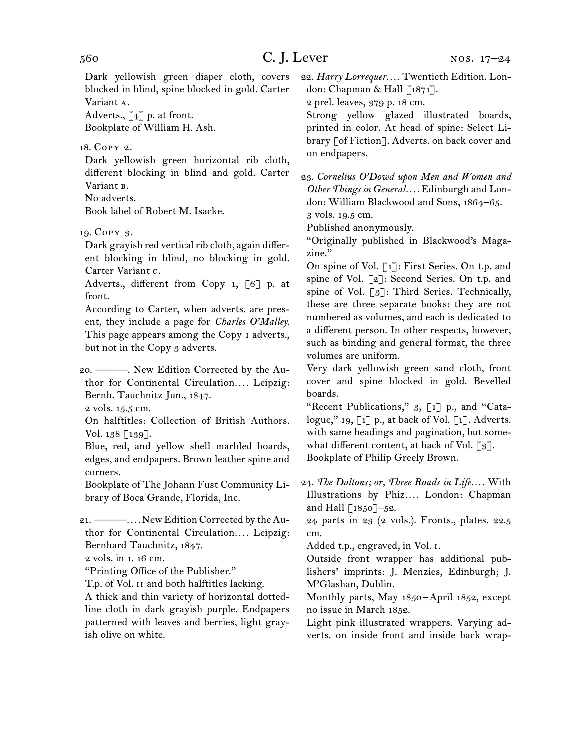Dark yellowish green diaper cloth, covers blocked in blind, spine blocked in gold. Carter Variant A.

Adverts., [4] p. at front.

Bookplate of William H. Ash.

18. Copy 2.

Dark yellowish green horizontal rib cloth, different blocking in blind and gold. Carter Variant B.

No adverts.

Book label of Robert M. Isacke.

19. Copy 3.

Dark grayish red vertical rib cloth, again different blocking in blind, no blocking in gold. Carter Variant C.

Adverts., different from Copy 1, [6] p. at front.

According to Carter, when adverts. are present, they include a page for *Charles O'Malley.* This page appears among the Copy 1 adverts., but not in the Copy 3 adverts.

20. ———. New Edition Corrected by the Author for Continental Circulation.... Leipzig: Bernh. Tauchnitz Jun., 1847.

2 vols. 15.5 cm.

On halftitles: Collection of British Authors. Vol. 138 [139].

Blue, red, and yellow shell marbled boards, edges, and endpapers. Brown leather spine and corners.

Bookplate of The Johann Fust Community Library of Boca Grande, Florida, Inc.

21. ———.... New Edition Corrected by the Author for Continental Circulation.... Leipzig: Bernhard Tauchnitz, 1847.

2 vols. in 1. 16 cm.

"Printing Office of the Publisher."

T.p. of Vol. II and both halftitles lacking.

A thick and thin variety of horizontal dotted-line cloth in dark grayish purple. Endpapers patterned with leaves and berries, light grayish olive on white.

22. *Harry Lorrequer....* Twentieth Edition. London: Chapman & Hall [1871].

2 prel. leaves, 379 p. 18 cm.

Strong yellow glazed illustrated boards, printed in color. At head of spine: Select Library [of Fiction]. Adverts. on back cover and on endpapers.

23. *Cornelius O'Dowd upon Men and Women and Other Things in General....* Edinburgh and London: William Blackwood and Sons, 1864–65.

3 vols. 19.5 cm.

Published anonymously.

"Originally published in Blackwood's Magazine."

On spine of Vol. [1]: First Series. On t.p. and spine of Vol. [2]: Second Series. On t.p. and spine of Vol. [3]: Third Series. Technically, these are three separate books: they are not numbered as volumes, and each is dedicated to a different person. In other respects, however, such as binding and general format, the three volumes are uniform.

Very dark yellowish green sand cloth, front cover and spine blocked in gold. Bevelled boards.

"Recent Publications," 3, [1] p., and "Catalogue," 19, [1] p., at back of Vol. [1]. Adverts. with same headings and pagination, but somewhat different content, at back of Vol. [3].

Bookplate of Philip Greely Brown.

24. *The Daltons; or, Three Roads in Life....* With Illustrations by Phiz.... London: Chapman and Hall [1850]–52.

24 parts in 23 (2 vols.). Fronts., plates. 22.5 cm.

Added t.p., engraved, in Vol. I.

Outside front wrapper has additional publishers' imprints: J. Menzies, Edinburgh; J. M'Glashan, Dublin.

Monthly parts, May 1850–April 1852, except no issue in March 1852.

Light pink illustrated wrappers. Varying adverts. on inside front and inside back wrap-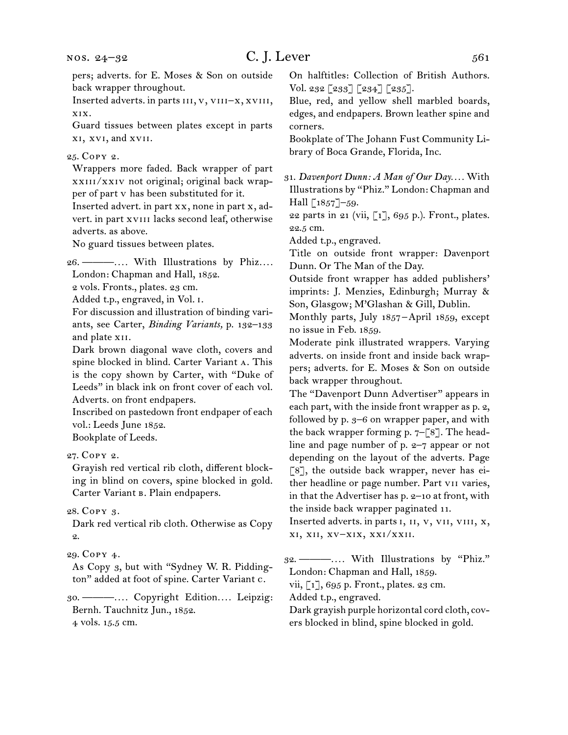pers; adverts. for E. Moses & Son on outside back wrapper throughout.

Inserted adverts. in parts iii, v, viii–x, xviii, xix.

Guard tissues between plates except in parts xi, xvi, and xvii.

25. Copy 2.

Wrappers more faded. Back wrapper of part xxiii/xxiv not original; original back wrapper of part v has been substituted for it.

Inserted advert. in part xx, none in part x, advert. in part xviii lacks second leaf, otherwise adverts. as above.

No guard tissues between plates.

26. ———.… With Illustrations by Phiz.… London: Chapman and Hall, 1852.

2 vols. Fronts., plates. 23 cm.

Added t.p., engraved, in Vol. i.

For discussion and illustration of binding variants, see Carter, *Binding Variants,* p. 132–133 and plate xii.

Dark brown diagonal wave cloth, covers and spine blocked in blind. Carter Variant a. This is the copy shown by Carter, with "Duke of Leeds" in black ink on front cover of each vol. Adverts. on front endpapers.

Inscribed on pastedown front endpaper of each vol.: Leeds June 1852.

Bookplate of Leeds.

27. Copy 2.

Grayish red vertical rib cloth, different blocking in blind on covers, spine blocked in gold. Carter Variant b. Plain endpapers.

28. Copy 3.

Dark red vertical rib cloth. Otherwise as Copy 2.

29. Copy 4.

As Copy 3, but with "Sydney W. R. Piddington" added at foot of spine. Carter Variant c.

30. ———.… Copyright Edition.… Leipzig: Bernh. Tauchnitz Jun., 1852.

4 vols. 15.5 cm.

On halftitles: Collection of British Authors. Vol. 232 [233] [234] [235].

Blue, red, and yellow shell marbled boards, edges, and endpapers. Brown leather spine and corners.

Bookplate of The Johann Fust Community Library of Boca Grande, Florida, Inc.

31. *Davenport Dunn: A Man of Our Day.*… With Illustrations by "Phiz." London: Chapman and Hall [1857]–59.

22 parts in 21 (vii, [1], 695 p.). Front., plates. 22.5 cm.

Added t.p., engraved.

Title on outside front wrapper: Davenport Dunn. Or The Man of the Day.

Outside front wrapper has added publishers' imprints: J. Menzies, Edinburgh; Murray & Son, Glasgow; M'Glashan & Gill, Dublin.

Monthly parts, July 1857–April 1859, except no issue in Feb. 1859.

Moderate pink illustrated wrappers. Varying adverts. on inside front and inside back wrappers; adverts. for E. Moses & Son on outside back wrapper throughout.

The "Davenport Dunn Advertiser" appears in each part, with the inside front wrapper as p. 2, followed by p. 3–6 on wrapper paper, and with the back wrapper forming p. 7–[8]. The headline and page number of p. 2–7 appear or not depending on the layout of the adverts. Page [8], the outside back wrapper, never has either headline or page number. Part vii varies, in that the Advertiser has p. 2–10 at front, with the inside back wrapper paginated 11.

Inserted adverts. in parts i, ii, v, vii, viii, x, xi, xii, xv–xix, xxi/xxii.

32. ———.… With Illustrations by "Phiz." London: Chapman and Hall, 1859.

vii, [1], 695 p. Front., plates. 23 cm.

Added t.p., engraved.

Dark grayish purple horizontal cord cloth, covers blocked in blind, spine blocked in gold.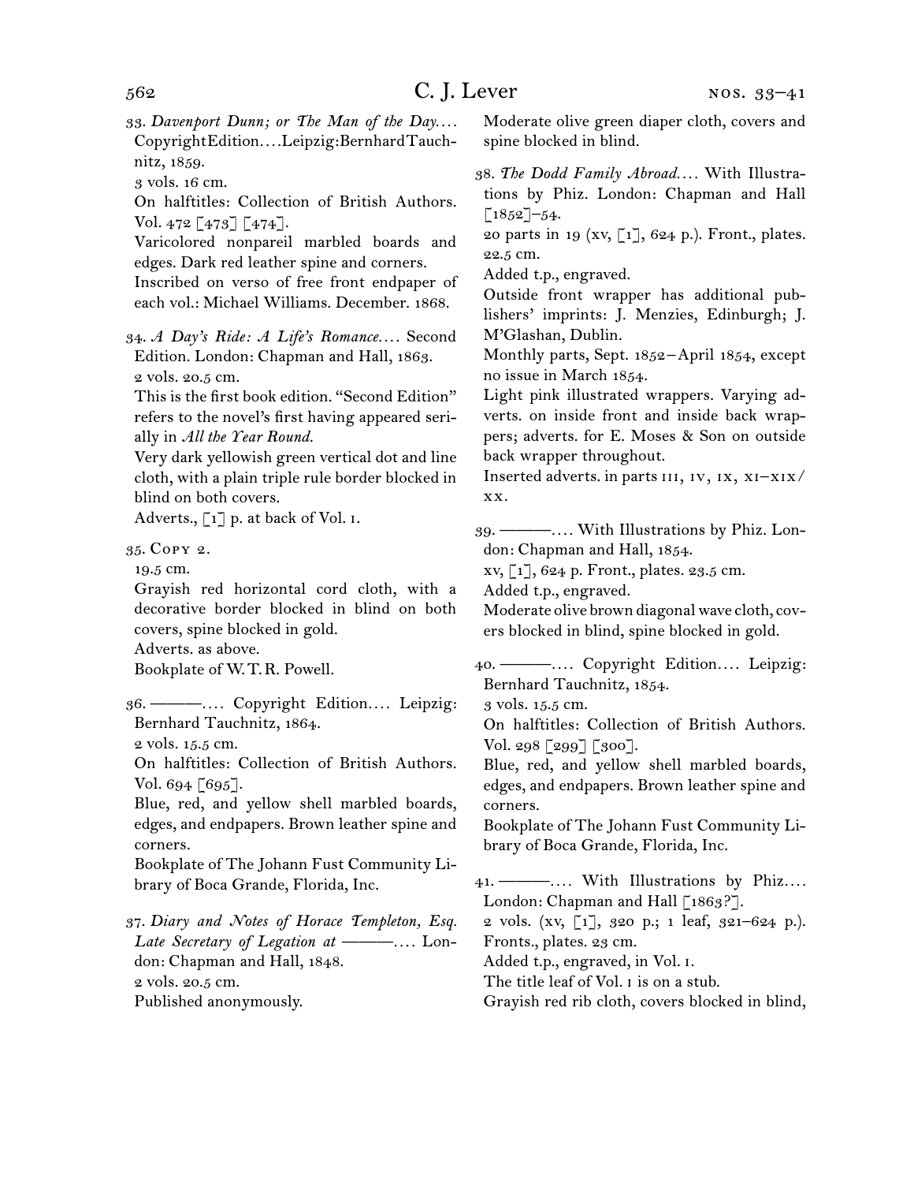33. *Davenport Dunn; or The Man of the Day.*… Copyright Edition.… Leipzig: Bernhard Tauchnitz, 1859.
3 vols. 16 cm.
On halftitles: Collection of British Authors. Vol. 472 [473] [474].
Varicolored nonpareil marbled boards and edges. Dark red leather spine and corners.
Inscribed on verso of free front endpaper of each vol.: Michael Williams. December. 1868.

34. *A Day's Ride: A Life's Romance.*… Second Edition. London: Chapman and Hall, 1863.
2 vols. 20.5 cm.
This is the first book edition. "Second Edition" refers to the novel's first having appeared serially in *All the Year Round.*
Very dark yellowish green vertical dot and line cloth, with a plain triple rule border blocked in blind on both covers.
Adverts., [1] p. at back of Vol. I.

35. Copy 2.
19.5 cm.
Grayish red horizontal cord cloth, with a decorative border blocked in blind on both covers, spine blocked in gold.
Adverts. as above.
Bookplate of W. T. R. Powell.

36. ———.… Copyright Edition.… Leipzig: Bernhard Tauchnitz, 1864.
2 vols. 15.5 cm.
On halftitles: Collection of British Authors. Vol. 694 [695].
Blue, red, and yellow shell marbled boards, edges, and endpapers. Brown leather spine and corners.
Bookplate of The Johann Fust Community Library of Boca Grande, Florida, Inc.

37. *Diary and Notes of Horace Templeton, Esq. Late Secretary of Legation at ———.*… London: Chapman and Hall, 1848.
2 vols. 20.5 cm.
Published anonymously.
Moderate olive green diaper cloth, covers and spine blocked in blind.

38. *The Dodd Family Abroad.*… With Illustrations by Phiz. London: Chapman and Hall [1852]–54.
20 parts in 19 (xv, [1], 624 p.). Front., plates. 22.5 cm.
Added t.p., engraved.
Outside front wrapper has additional publishers' imprints: J. Menzies, Edinburgh; J. M'Glashan, Dublin.
Monthly parts, Sept. 1852–April 1854, except no issue in March 1854.
Light pink illustrated wrappers. Varying adverts. on inside front and inside back wrappers; adverts. for E. Moses & Son on outside back wrapper throughout.
Inserted adverts. in parts III, IV, IX, XI–XIX/XX.

39. ———.… With Illustrations by Phiz. London: Chapman and Hall, 1854.
xv, [1], 624 p. Front., plates. 23.5 cm.
Added t.p., engraved.
Moderate olive brown diagonal wave cloth, covers blocked in blind, spine blocked in gold.

40. ———.… Copyright Edition.… Leipzig: Bernhard Tauchnitz, 1854.
3 vols. 15.5 cm.
On halftitles: Collection of British Authors. Vol. 298 [299] [300].
Blue, red, and yellow shell marbled boards, edges, and endpapers. Brown leather spine and corners.
Bookplate of The Johann Fust Community Library of Boca Grande, Florida, Inc.

41. ———.… With Illustrations by Phiz.… London: Chapman and Hall [1863?].
2 vols. (xv, [1], 320 p.; 1 leaf, 321–624 p.). Fronts., plates. 23 cm.
Added t.p., engraved, in Vol. I.
The title leaf of Vol. I is on a stub.
Grayish red rib cloth, covers blocked in blind,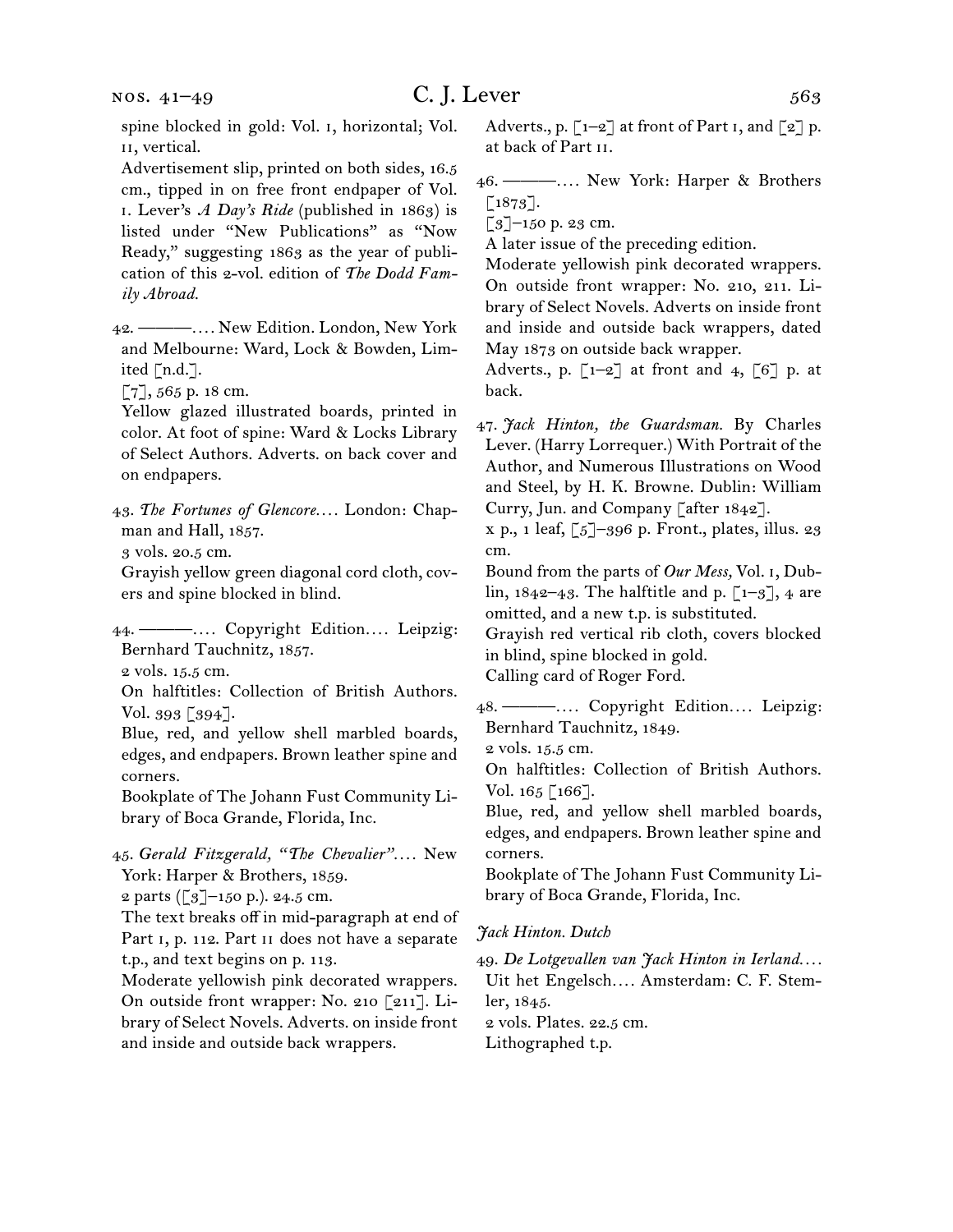spine blocked in gold: Vol. i, horizontal; Vol. ii, vertical.

Advertisement slip, printed on both sides, 16.5 cm., tipped in on free front endpaper of Vol. i. Lever's *A Day's Ride* (published in 1863) is listed under "New Publications" as "Now Ready," suggesting 1863 as the year of publication of this 2-vol. edition of *The Dodd Family Abroad.*

42. ———. . . . New Edition. London, New York and Melbourne: Ward, Lock & Bowden, Limited [n.d.].
[7], 565 p. 18 cm.
Yellow glazed illustrated boards, printed in color. At foot of spine: Ward & Locks Library of Select Authors. Adverts. on back cover and on endpapers.

43. *The Fortunes of Glencore.* . . . London: Chapman and Hall, 1857.
3 vols. 20.5 cm.
Grayish yellow green diagonal cord cloth, covers and spine blocked in blind.

44. ———. . . . Copyright Edition. . . . Leipzig: Bernhard Tauchnitz, 1857.
2 vols. 15.5 cm.
On halftitles: Collection of British Authors. Vol. 393 [394].
Blue, red, and yellow shell marbled boards, edges, and endpapers. Brown leather spine and corners.
Bookplate of The Johann Fust Community Library of Boca Grande, Florida, Inc.

45. *Gerald Fitzgerald, "The Chevalier".* . . . New York: Harper & Brothers, 1859.
2 parts ([3]–150 p.). 24.5 cm.
The text breaks off in mid-paragraph at end of Part i, p. 112. Part ii does not have a separate t.p., and text begins on p. 113.
Moderate yellowish pink decorated wrappers. On outside front wrapper: No. 210 [211]. Library of Select Novels. Adverts. on inside front and inside and outside back wrappers.
Adverts., p. [1–2] at front of Part i, and [2] p. at back of Part ii.

46. ———. . . . New York: Harper & Brothers [1873].
[3]–150 p. 23 cm.
A later issue of the preceding edition.
Moderate yellowish pink decorated wrappers. On outside front wrapper: No. 210, 211. Library of Select Novels. Adverts on inside front and inside and outside back wrappers, dated May 1873 on outside back wrapper.
Adverts., p. [1–2] at front and 4, [6] p. at back.

47. *Jack Hinton, the Guardsman.* By Charles Lever. (Harry Lorrequer.) With Portrait of the Author, and Numerous Illustrations on Wood and Steel, by H. K. Browne. Dublin: William Curry, Jun. and Company [after 1842].
x p., 1 leaf, [5]–396 p. Front., plates, illus. 23 cm.
Bound from the parts of *Our Mess,* Vol. i, Dublin, 1842–43. The halftitle and p. [1–3], 4 are omitted, and a new t.p. is substituted.
Grayish red vertical rib cloth, covers blocked in blind, spine blocked in gold.
Calling card of Roger Ford.

48. ———. . . . Copyright Edition. . . . Leipzig: Bernhard Tauchnitz, 1849.
2 vols. 15.5 cm.
On halftitles: Collection of British Authors. Vol. 165 [166].
Blue, red, and yellow shell marbled boards, edges, and endpapers. Brown leather spine and corners.
Bookplate of The Johann Fust Community Library of Boca Grande, Florida, Inc.

*Jack Hinton. Dutch*

49. *De Lotgevallen van Jack Hinton in Ierland.* . . . Uit het Engelsch. . . . Amsterdam: C. F. Stemler, 1845.
2 vols. Plates. 22.5 cm.
Lithographed t.p.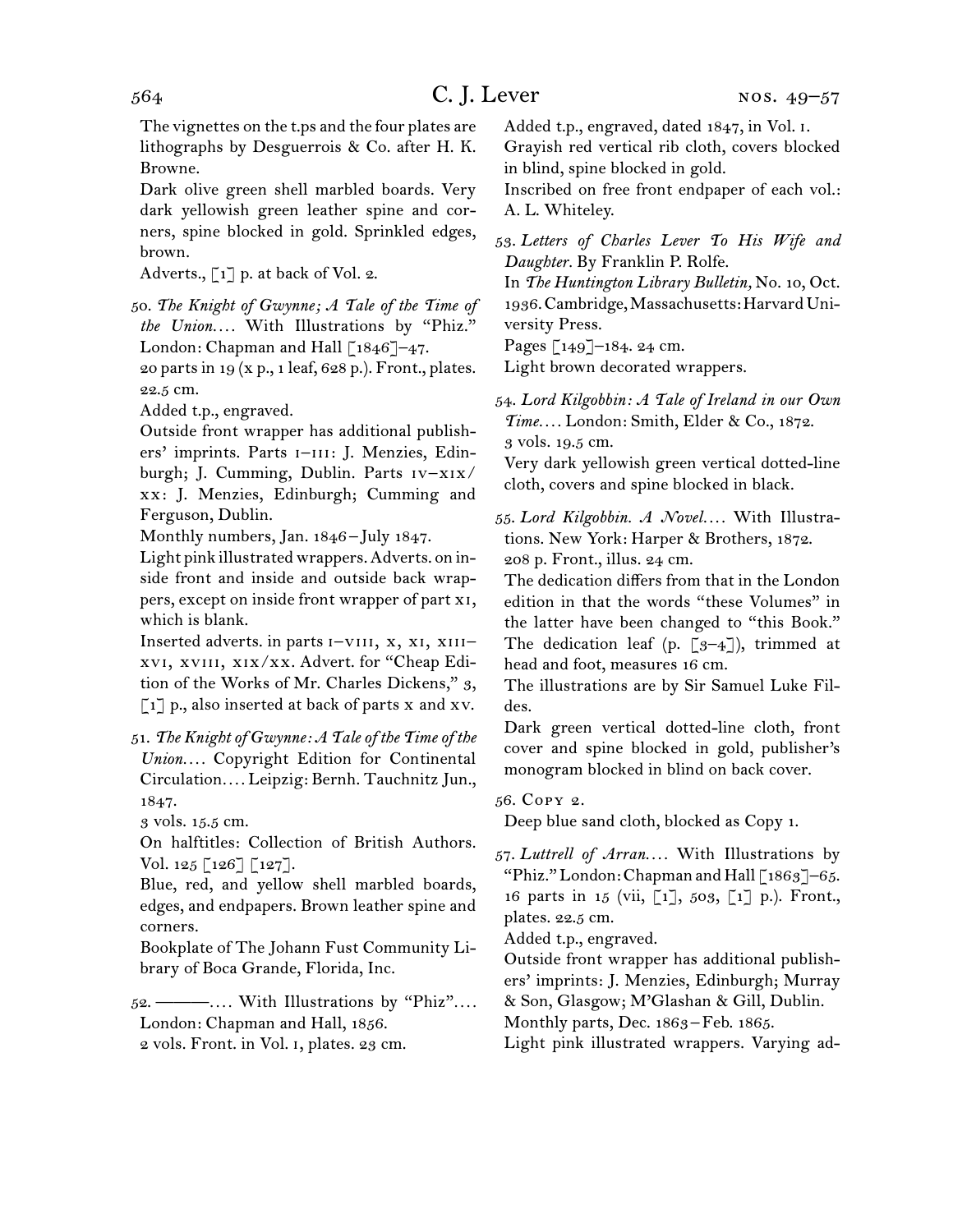The vignettes on the t.ps and the four plates are lithographs by Desguerrois & Co. after H. K. Browne.

Dark olive green shell marbled boards. Very dark yellowish green leather spine and corners, spine blocked in gold. Sprinkled edges, brown.

Adverts., [1] p. at back of Vol. 2.

50. *The Knight of Gwynne; A Tale of the Time of the Union.*... With Illustrations by "Phiz." London: Chapman and Hall [1846]–47.
20 parts in 19 (x p., 1 leaf, 628 p.). Front., plates. 22.5 cm.
Added t.p., engraved.
Outside front wrapper has additional publishers' imprints. Parts i–iii: J. Menzies, Edinburgh; J. Cumming, Dublin. Parts iv–xix/xx: J. Menzies, Edinburgh; Cumming and Ferguson, Dublin.
Monthly numbers, Jan. 1846–July 1847.
Light pink illustrated wrappers. Adverts. on inside front and inside and outside back wrappers, except on inside front wrapper of part xi, which is blank.
Inserted adverts. in parts i–viii, x, xi, xiii–xvi, xviii, xix/xx. Advert. for "Cheap Edition of the Works of Mr. Charles Dickens," 3, [1] p., also inserted at back of parts x and xv.

51. *The Knight of Gwynne: A Tale of the Time of the Union.*... Copyright Edition for Continental Circulation.... Leipzig: Bernh. Tauchnitz Jun., 1847.
3 vols. 15.5 cm.
On halftitles: Collection of British Authors. Vol. 125 [126] [127].
Blue, red, and yellow shell marbled boards, edges, and endpapers. Brown leather spine and corners.
Bookplate of The Johann Fust Community Library of Boca Grande, Florida, Inc.

52. ———.... With Illustrations by "Phiz".... London: Chapman and Hall, 1856.
2 vols. Front. in Vol. 1, plates. 23 cm.
Added t.p., engraved, dated 1847, in Vol. 1.
Grayish red vertical rib cloth, covers blocked in blind, spine blocked in gold.
Inscribed on free front endpaper of each vol.: A. L. Whiteley.

53. *Letters of Charles Lever To His Wife and Daughter.* By Franklin P. Rolfe.
In *The Huntington Library Bulletin,* No. 10, Oct. 1936. Cambridge, Massachusetts: Harvard University Press.
Pages [149]–184. 24 cm.
Light brown decorated wrappers.

54. *Lord Kilgobbin: A Tale of Ireland in our Own Time.*... London: Smith, Elder & Co., 1872.
3 vols. 19.5 cm.
Very dark yellowish green vertical dotted-line cloth, covers and spine blocked in black.

55. *Lord Kilgobbin. A Novel.*... With Illustrations. New York: Harper & Brothers, 1872.
208 p. Front., illus. 24 cm.
The dedication differs from that in the London edition in that the words "these Volumes" in the latter have been changed to "this Book." The dedication leaf (p. [3–4]), trimmed at head and foot, measures 16 cm.
The illustrations are by Sir Samuel Luke Fildes.
Dark green vertical dotted-line cloth, front cover and spine blocked in gold, publisher's monogram blocked in blind on back cover.

56. Copy 2.
Deep blue sand cloth, blocked as Copy 1.

57. *Luttrell of Arran.*... With Illustrations by "Phiz." London: Chapman and Hall [1863]–65.
16 parts in 15 (vii, [1], 503, [1] p.). Front., plates. 22.5 cm.
Added t.p., engraved.
Outside front wrapper has additional publishers' imprints: J. Menzies, Edinburgh; Murray & Son, Glasgow; M'Glashan & Gill, Dublin.
Monthly parts, Dec. 1863–Feb. 1865.
Light pink illustrated wrappers. Varying ad-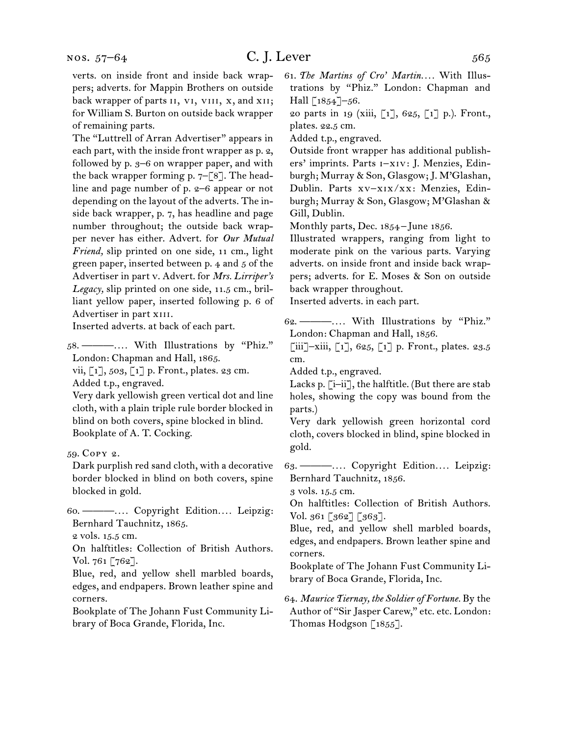verts. on inside front and inside back wrappers; adverts. for Mappin Brothers on outside back wrapper of parts II, VI, VIII, X, and XII; for William S. Burton on outside back wrapper of remaining parts.

The "Luttrell of Arran Advertiser" appears in each part, with the inside front wrapper as p. 2, followed by p. 3–6 on wrapper paper, and with the back wrapper forming p. 7–[8]. The headline and page number of p. 2–6 appear or not depending on the layout of the adverts. The inside back wrapper, p. 7, has headline and page number throughout; the outside back wrapper never has either. Advert. for *Our Mutual Friend,* slip printed on one side, 11 cm., light green paper, inserted between p. 4 and 5 of the Advertiser in part V. Advert. for *Mrs. Lirriper's Legacy,* slip printed on one side, 11.5 cm., brilliant yellow paper, inserted following p. 6 of Advertiser in part XIII.

Inserted adverts. at back of each part.

58. ———.... With Illustrations by "Phiz." London: Chapman and Hall, 1865.
vii, [1], 503, [1] p. Front., plates. 23 cm.
Added t.p., engraved.
Very dark yellowish green vertical dot and line cloth, with a plain triple rule border blocked in blind on both covers, spine blocked in blind.
Bookplate of A. T. Cocking.

59. Copy 2.
Dark purplish red sand cloth, with a decorative border blocked in blind on both covers, spine blocked in gold.

60. ———.... Copyright Edition.... Leipzig: Bernhard Tauchnitz, 1865.
2 vols. 15.5 cm.
On halftitles: Collection of British Authors. Vol. 761 [762].
Blue, red, and yellow shell marbled boards, edges, and endpapers. Brown leather spine and corners.
Bookplate of The Johann Fust Community Library of Boca Grande, Florida, Inc.

61. *The Martins of Cro' Martin....* With Illustrations by "Phiz." London: Chapman and Hall [1854]–56.
20 parts in 19 (xiii, [1], 625, [1] p.). Front., plates. 22.5 cm.
Added t.p., engraved.
Outside front wrapper has additional publishers' imprints. Parts I–XIV: J. Menzies, Edinburgh; Murray & Son, Glasgow; J. M'Glashan, Dublin. Parts XV–XIX/XX: Menzies, Edinburgh; Murray & Son, Glasgow; M'Glashan & Gill, Dublin.
Monthly parts, Dec. 1854–June 1856.
Illustrated wrappers, ranging from light to moderate pink on the various parts. Varying adverts. on inside front and inside back wrappers; adverts. for E. Moses & Son on outside back wrapper throughout.
Inserted adverts. in each part.

62. ———.... With Illustrations by "Phiz." London: Chapman and Hall, 1856.
[iii]–xiii, [1], 625, [1] p. Front., plates. 23.5 cm.
Added t.p., engraved.
Lacks p. [i–ii], the halftitle. (But there are stab holes, showing the copy was bound from the parts.)
Very dark yellowish green horizontal cord cloth, covers blocked in blind, spine blocked in gold.

63. ———.... Copyright Edition.... Leipzig: Bernhard Tauchnitz, 1856.
3 vols. 15.5 cm.
On halftitles: Collection of British Authors. Vol. 361 [362] [363].
Blue, red, and yellow shell marbled boards, edges, and endpapers. Brown leather spine and corners.
Bookplate of The Johann Fust Community Library of Boca Grande, Florida, Inc.

64. *Maurice Tiernay, the Soldier of Fortune.* By the Author of "Sir Jasper Carew," etc. etc. London: Thomas Hodgson [1855].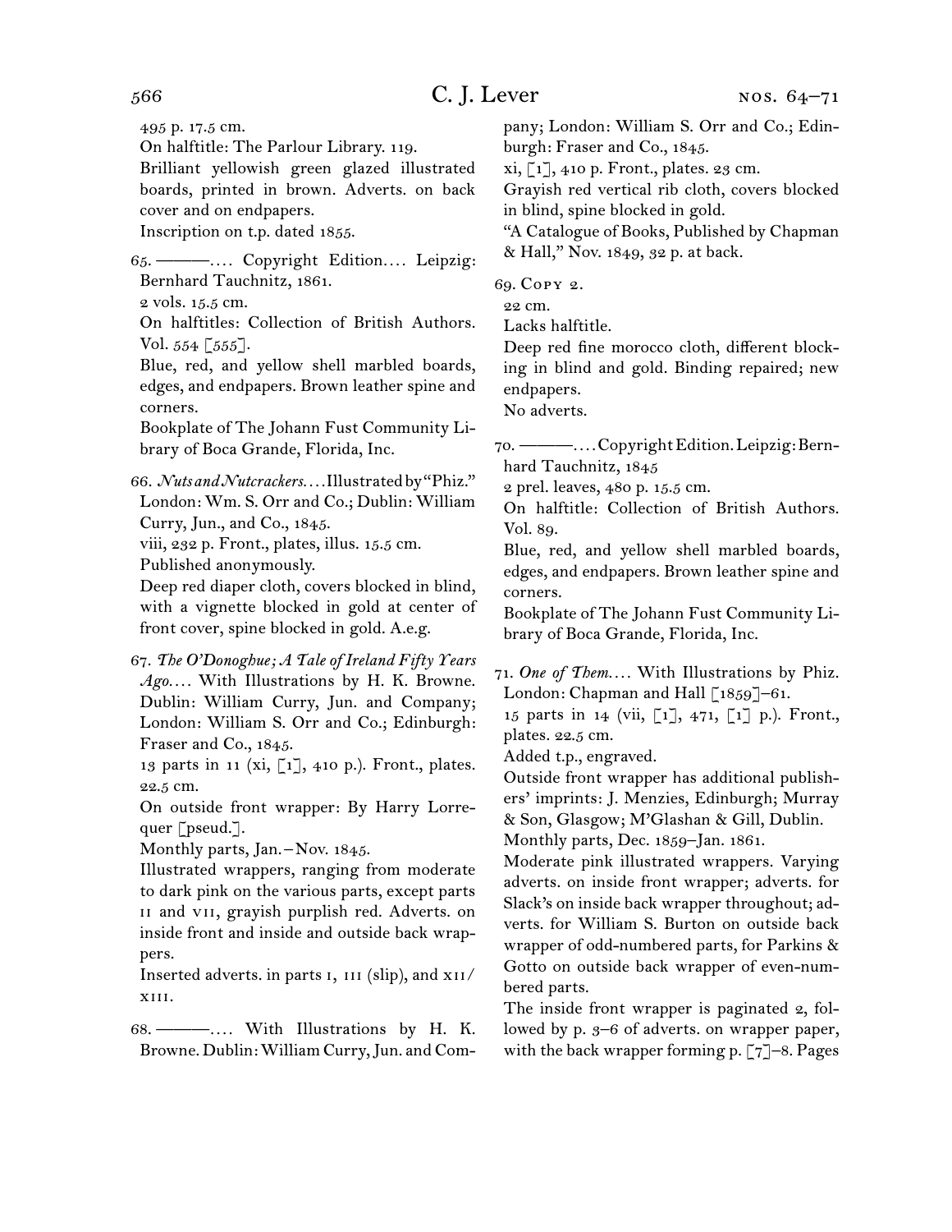495 p. 17.5 cm.

On halftitle: The Parlour Library. 119.

Brilliant yellowish green glazed illustrated boards, printed in brown. Adverts. on back cover and on endpapers.

Inscription on t.p. dated 1855.

65. ———.... Copyright Edition.... Leipzig: Bernhard Tauchnitz, 1861.

2 vols. 15.5 cm.

On halftitles: Collection of British Authors. Vol. 554 [555].

Blue, red, and yellow shell marbled boards, edges, and endpapers. Brown leather spine and corners.

Bookplate of The Johann Fust Community Library of Boca Grande, Florida, Inc.

66. *Nuts and Nutcrackers....* Illustrated by "Phiz." London: Wm. S. Orr and Co.; Dublin: William Curry, Jun., and Co., 1845.

viii, 232 p. Front., plates, illus. 15.5 cm.

Published anonymously.

Deep red diaper cloth, covers blocked in blind, with a vignette blocked in gold at center of front cover, spine blocked in gold. A.e.g.

67. *The O'Donoghue; A Tale of Ireland Fifty Years Ago....* With Illustrations by H. K. Browne. Dublin: William Curry, Jun. and Company; London: William S. Orr and Co.; Edinburgh: Fraser and Co., 1845.

13 parts in 11 (xi, [1], 410 p.). Front., plates. 22.5 cm.

On outside front wrapper: By Harry Lorrequer [pseud.].

Monthly parts, Jan.–Nov. 1845.

Illustrated wrappers, ranging from moderate to dark pink on the various parts, except parts II and VII, grayish purplish red. Adverts. on inside front and inside and outside back wrappers.

Inserted adverts. in parts I, III (slip), and XII/XIII.

68. ———.... With Illustrations by H. K. Browne. Dublin: William Curry, Jun. and Company; London: William S. Orr and Co.; Edinburgh: Fraser and Co., 1845.

xi, [1], 410 p. Front., plates. 23 cm.

Grayish red vertical rib cloth, covers blocked in blind, spine blocked in gold.

"A Catalogue of Books, Published by Chapman & Hall," Nov. 1849, 32 p. at back.

69. Copy 2.

22 cm.

Lacks halftitle.

Deep red fine morocco cloth, different blocking in blind and gold. Binding repaired; new endpapers.

No adverts.

70. ———.... Copyright Edition. Leipzig: Bernhard Tauchnitz, 1845

2 prel. leaves, 480 p. 15.5 cm.

On halftitle: Collection of British Authors. Vol. 89.

Blue, red, and yellow shell marbled boards, edges, and endpapers. Brown leather spine and corners.

Bookplate of The Johann Fust Community Library of Boca Grande, Florida, Inc.

71. *One of Them....* With Illustrations by Phiz. London: Chapman and Hall [1859]–61.

15 parts in 14 (vii, [1], 471, [1] p.). Front., plates. 22.5 cm.

Added t.p., engraved.

Outside front wrapper has additional publishers' imprints: J. Menzies, Edinburgh; Murray & Son, Glasgow; M'Glashan & Gill, Dublin.

Monthly parts, Dec. 1859–Jan. 1861.

Moderate pink illustrated wrappers. Varying adverts. on inside front wrapper; adverts. for Slack's on inside back wrapper throughout; adverts. for William S. Burton on outside back wrapper of odd-numbered parts, for Parkins & Gotto on outside back wrapper of even-numbered parts.

The inside front wrapper is paginated 2, followed by p. 3–6 of adverts. on wrapper paper, with the back wrapper forming p. [7]–8. Pages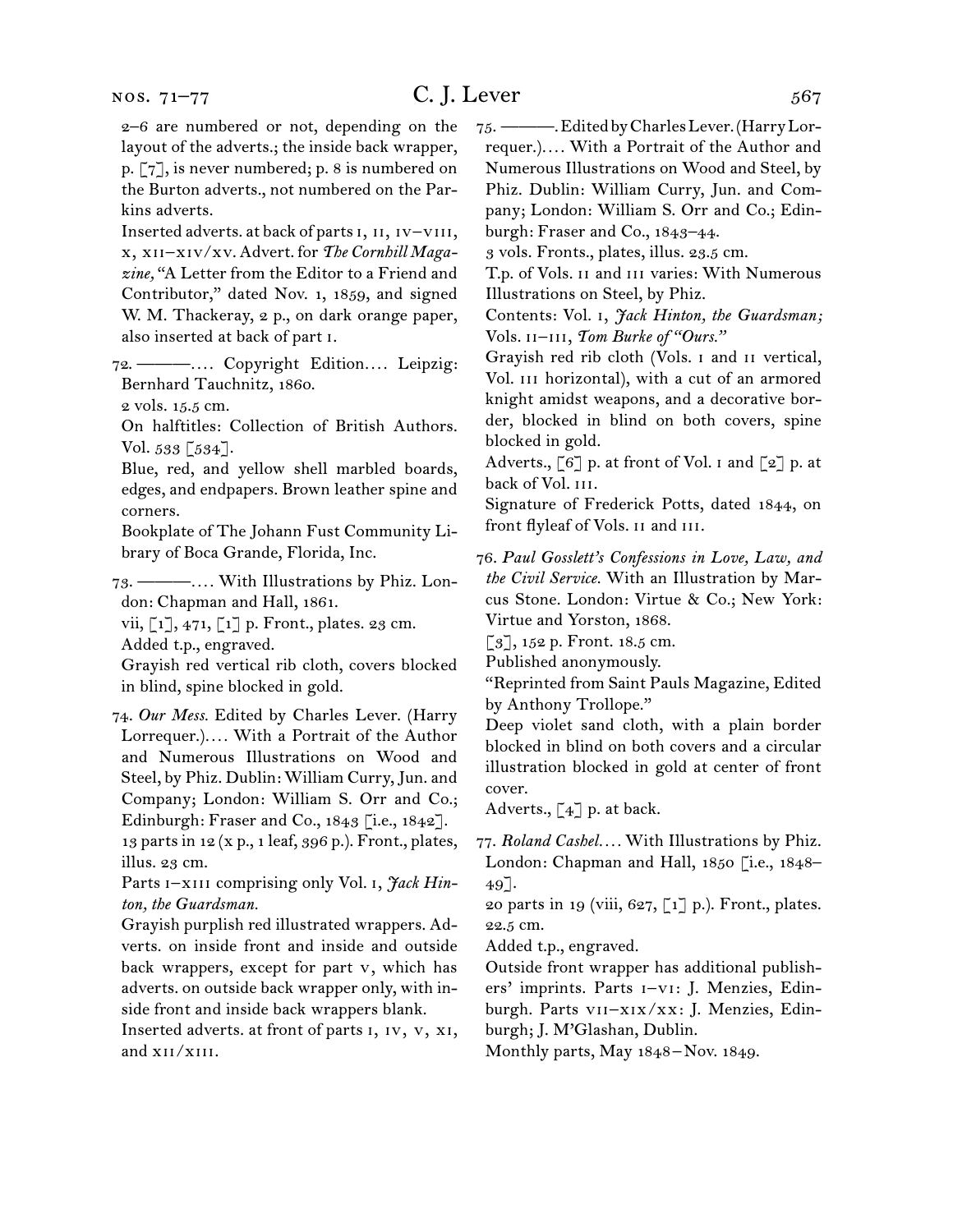2–6 are numbered or not, depending on the layout of the adverts.; the inside back wrapper, p. [7], is never numbered; p. 8 is numbered on the Burton adverts., not numbered on the Parkins adverts.

Inserted adverts. at back of parts I, II, IV–VIII, X, XII–XIV/XV. Advert. for *The Cornhill Magazine,* "A Letter from the Editor to a Friend and Contributor," dated Nov. 1, 1859, and signed W. M. Thackeray, 2 p., on dark orange paper, also inserted at back of part I.

72. ———.... Copyright Edition.... Leipzig: Bernhard Tauchnitz, 1860.
2 vols. 15.5 cm.
On halftitles: Collection of British Authors. Vol. 533 [534].
Blue, red, and yellow shell marbled boards, edges, and endpapers. Brown leather spine and corners.
Bookplate of The Johann Fust Community Library of Boca Grande, Florida, Inc.

73. ———.... With Illustrations by Phiz. London: Chapman and Hall, 1861.
vii, [1], 471, [1] p. Front., plates. 23 cm.
Added t.p., engraved.
Grayish red vertical rib cloth, covers blocked in blind, spine blocked in gold.

74. *Our Mess.* Edited by Charles Lever. (Harry Lorrequer.).... With a Portrait of the Author and Numerous Illustrations on Wood and Steel, by Phiz. Dublin: William Curry, Jun. and Company; London: William S. Orr and Co.; Edinburgh: Fraser and Co., 1843 [i.e., 1842].
13 parts in 12 (x p., 1 leaf, 396 p.). Front., plates, illus. 23 cm.
Parts I–XIII comprising only Vol. I, *Jack Hinton, the Guardsman.*
Grayish purplish red illustrated wrappers. Adverts. on inside front and inside and outside back wrappers, except for part V, which has adverts. on outside back wrapper only, with inside front and inside back wrappers blank.
Inserted adverts. at front of parts I, IV, V, XI, and XII/XIII.

75. ———. Edited by Charles Lever. (Harry Lorrequer.).... With a Portrait of the Author and Numerous Illustrations on Wood and Steel, by Phiz. Dublin: William Curry, Jun. and Company; London: William S. Orr and Co.; Edinburgh: Fraser and Co., 1843–44.
3 vols. Fronts., plates, illus. 23.5 cm.
T.p. of Vols. II and III varies: With Numerous Illustrations on Steel, by Phiz.
Contents: Vol. I, *Jack Hinton, the Guardsman;* Vols. II–III, *Tom Burke of "Ours."*
Grayish red rib cloth (Vols. I and II vertical, Vol. III horizontal), with a cut of an armored knight amidst weapons, and a decorative border, blocked in blind on both covers, spine blocked in gold.
Adverts., [6] p. at front of Vol. I and [2] p. at back of Vol. III.
Signature of Frederick Potts, dated 1844, on front flyleaf of Vols. II and III.

76. *Paul Gosslett's Confessions in Love, Law, and the Civil Service.* With an Illustration by Marcus Stone. London: Virtue & Co.; New York: Virtue and Yorston, 1868.
[3], 152 p. Front. 18.5 cm.
Published anonymously.
"Reprinted from Saint Pauls Magazine, Edited by Anthony Trollope."
Deep violet sand cloth, with a plain border blocked in blind on both covers and a circular illustration blocked in gold at center of front cover.
Adverts., [4] p. at back.

77. *Roland Cashel.*... With Illustrations by Phiz. London: Chapman and Hall, 1850 [i.e., 1848–49].
20 parts in 19 (viii, 627, [1] p.). Front., plates. 22.5 cm.
Added t.p., engraved.
Outside front wrapper has additional publishers' imprints. Parts I–VI: J. Menzies, Edinburgh. Parts VII–XIX/XX: J. Menzies, Edinburgh; J. M'Glashan, Dublin.
Monthly parts, May 1848–Nov. 1849.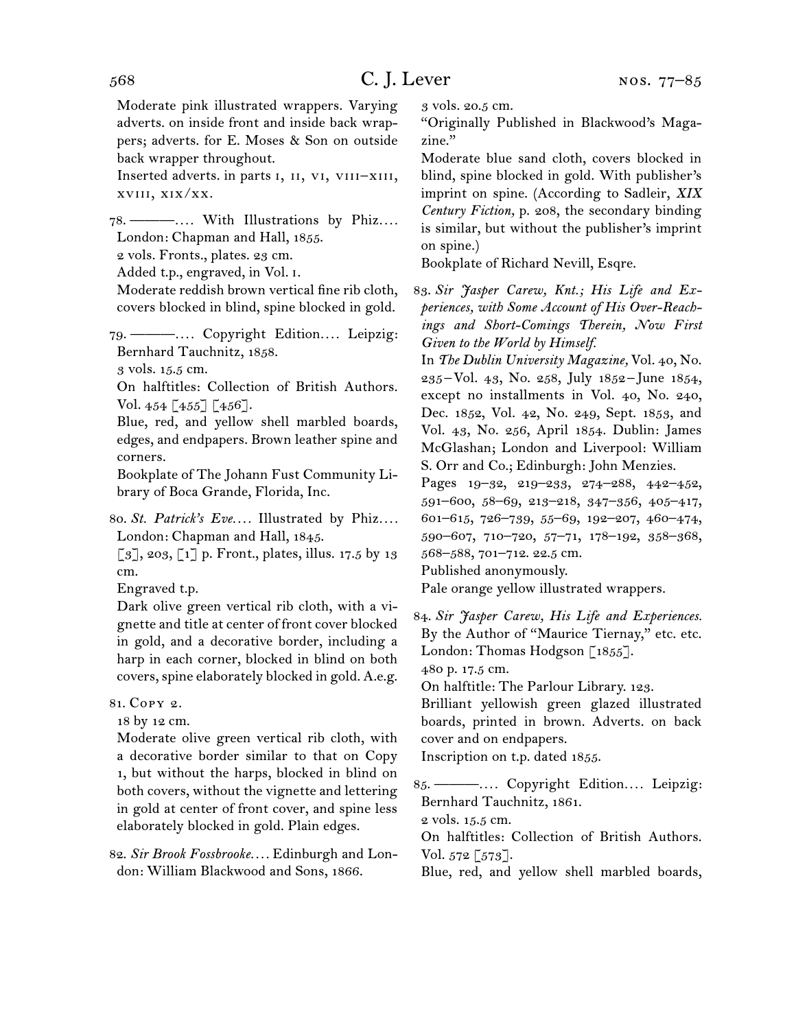Moderate pink illustrated wrappers. Varying adverts. on inside front and inside back wrappers; adverts. for E. Moses & Son on outside back wrapper throughout.

Inserted adverts. in parts i, ii, vi, viii–xiii, xviii, xix/xx.

78. ———.… With Illustrations by Phiz.… London: Chapman and Hall, 1855.
2 vols. Fronts., plates. 23 cm.
Added t.p., engraved, in Vol. i.
Moderate reddish brown vertical fine rib cloth, covers blocked in blind, spine blocked in gold.

79. ———.… Copyright Edition.… Leipzig: Bernhard Tauchnitz, 1858.
3 vols. 15.5 cm.
On halftitles: Collection of British Authors. Vol. 454 [455] [456].
Blue, red, and yellow shell marbled boards, edges, and endpapers. Brown leather spine and corners.
Bookplate of The Johann Fust Community Library of Boca Grande, Florida, Inc.

80. *St. Patrick's Eve.…* Illustrated by Phiz.… London: Chapman and Hall, 1845.
[3], 203, [1] p. Front., plates, illus. 17.5 by 13 cm.
Engraved t.p.
Dark olive green vertical rib cloth, with a vignette and title at center of front cover blocked in gold, and a decorative border, including a harp in each corner, blocked in blind on both covers, spine elaborately blocked in gold. A.e.g.

81. Copy 2.
18 by 12 cm.
Moderate olive green vertical rib cloth, with a decorative border similar to that on Copy 1, but without the harps, blocked in blind on both covers, without the vignette and lettering in gold at center of front cover, and spine less elaborately blocked in gold. Plain edges.

82. *Sir Brook Fossbrooke.…* Edinburgh and London: William Blackwood and Sons, 1866.
3 vols. 20.5 cm.
"Originally Published in Blackwood's Magazine."
Moderate blue sand cloth, covers blocked in blind, spine blocked in gold. With publisher's imprint on spine. (According to Sadleir, *XIX Century Fiction,* p. 208, the secondary binding is similar, but without the publisher's imprint on spine.)
Bookplate of Richard Nevill, Esqre.

83. *Sir Jasper Carew, Knt.; His Life and Experiences, with Some Account of His Over-Reachings and Short-Comings Therein, Now First Given to the World by Himself.*
In *The Dublin University Magazine,* Vol. 40, No. 235–Vol. 43, No. 258, July 1852–June 1854, except no installments in Vol. 40, No. 240, Dec. 1852, Vol. 42, No. 249, Sept. 1853, and Vol. 43, No. 256, April 1854. Dublin: James McGlashan; London and Liverpool: William S. Orr and Co.; Edinburgh: John Menzies.
Pages 19–32, 219–233, 274–288, 442–452, 591–600, 58–69, 213–218, 347–356, 405–417, 601–615, 726–739, 55–69, 192–207, 460–474, 590–607, 710–720, 57–71, 178–192, 358–368, 568–588, 701–712. 22.5 cm.
Published anonymously.
Pale orange yellow illustrated wrappers.

84. *Sir Jasper Carew, His Life and Experiences.* By the Author of "Maurice Tiernay," etc. etc. London: Thomas Hodgson [1855].
480 p. 17.5 cm.
On halftitle: The Parlour Library. 123.
Brilliant yellowish green glazed illustrated boards, printed in brown. Adverts. on back cover and on endpapers.
Inscription on t.p. dated 1855.

85. ———.… Copyright Edition.… Leipzig: Bernhard Tauchnitz, 1861.
2 vols. 15.5 cm.
On halftitles: Collection of British Authors. Vol. 572 [573].
Blue, red, and yellow shell marbled boards,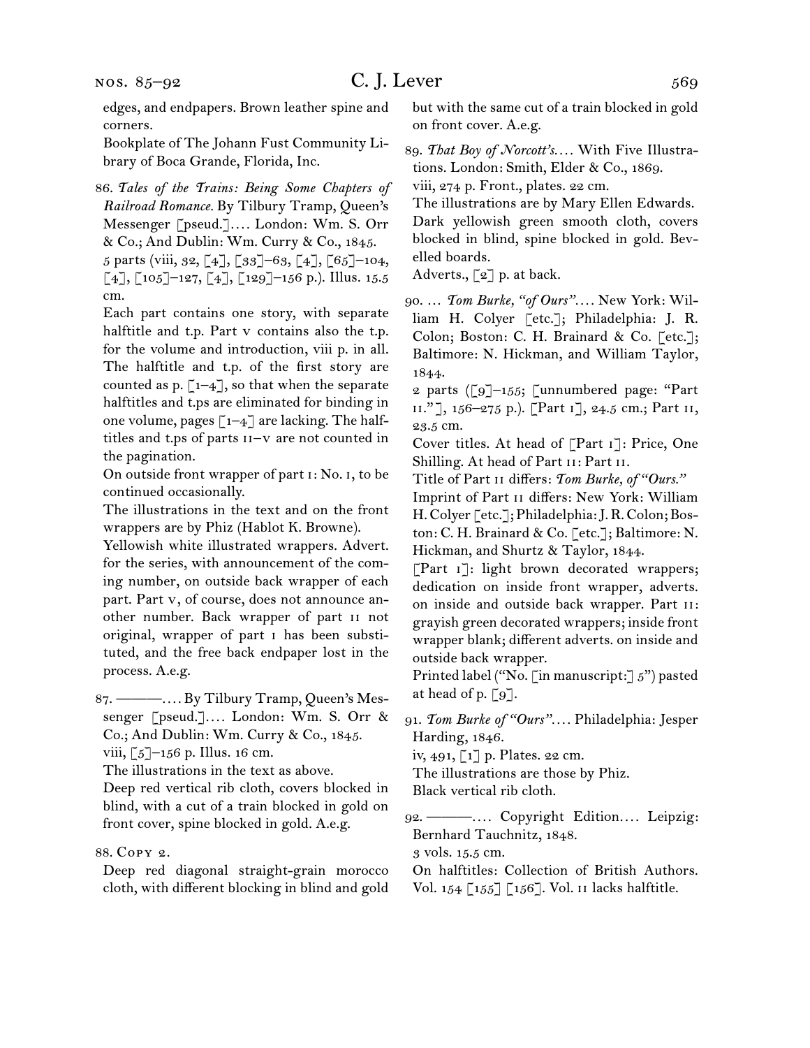edges, and endpapers. Brown leather spine and corners.

Bookplate of The Johann Fust Community Library of Boca Grande, Florida, Inc.

86. *Tales of the Trains: Being Some Chapters of Railroad Romance.* By Tilbury Tramp, Queen's Messenger [pseud.].... London: Wm. S. Orr & Co.; And Dublin: Wm. Curry & Co., 1845.

5 parts (viii, 32, [4], [33]–63, [4], [65]–104, [4], [105]–127, [4], [129]–156 p.). Illus. 15.5 cm.

Each part contains one story, with separate halftitle and t.p. Part v contains also the t.p. for the volume and introduction, viii p. in all. The halftitle and t.p. of the first story are counted as p. [1–4], so that when the separate halftitles and t.ps are eliminated for binding in one volume, pages [1–4] are lacking. The halftitles and t.ps of parts II–V are not counted in the pagination.

On outside front wrapper of part I: No. I, to be continued occasionally.

The illustrations in the text and on the front wrappers are by Phiz (Hablot K. Browne).

Yellowish white illustrated wrappers. Advert. for the series, with announcement of the coming number, on outside back wrapper of each part. Part v, of course, does not announce another number. Back wrapper of part II not original, wrapper of part I has been substituted, and the free back endpaper lost in the process. A.e.g.

87. ———.... By Tilbury Tramp, Queen's Messenger [pseud.].... London: Wm. S. Orr & Co.; And Dublin: Wm. Curry & Co., 1845.

viii, [5]–156 p. Illus. 16 cm.

The illustrations in the text as above.

Deep red vertical rib cloth, covers blocked in blind, with a cut of a train blocked in gold on front cover, spine blocked in gold. A.e.g.

88. Copy 2.

Deep red diagonal straight-grain morocco cloth, with different blocking in blind and gold but with the same cut of a train blocked in gold on front cover. A.e.g.

89. *That Boy of Norcott's.*... With Five Illustrations. London: Smith, Elder & Co., 1869.

viii, 274 p. Front., plates. 22 cm.

The illustrations are by Mary Ellen Edwards.

Dark yellowish green smooth cloth, covers blocked in blind, spine blocked in gold. Bevelled boards.

Adverts., [2] p. at back.

90. ... *Tom Burke, "of Ours".*... New York: William H. Colyer [etc.]; Philadelphia: J. R. Colon; Boston: C. H. Brainard & Co. [etc.]; Baltimore: N. Hickman, and William Taylor, 1844.

2 parts ([9]–155; [unnumbered page: "Part II."], 156–275 p.). [Part I], 24.5 cm.; Part II, 23.5 cm.

Cover titles. At head of [Part I]: Price, One Shilling. At head of Part II: Part II.

Title of Part II differs: *Tom Burke, of "Ours."*

Imprint of Part II differs: New York: William H. Colyer [etc.]; Philadelphia: J. R. Colon; Boston: C. H. Brainard & Co. [etc.]; Baltimore: N. Hickman, and Shurtz & Taylor, 1844.

[Part I]: light brown decorated wrappers; dedication on inside front wrapper, adverts. on inside and outside back wrapper. Part II: grayish green decorated wrappers; inside front wrapper blank; different adverts. on inside and outside back wrapper.

Printed label ("No. [in manuscript:] 5") pasted at head of p. [9].

91. *Tom Burke of "Ours".*... Philadelphia: Jesper Harding, 1846.

iv, 491, [1] p. Plates. 22 cm.

The illustrations are those by Phiz.

Black vertical rib cloth.

92. ———.... Copyright Edition.... Leipzig: Bernhard Tauchnitz, 1848.

3 vols. 15.5 cm.

On halftitles: Collection of British Authors. Vol. 154 [155] [156]. Vol. II lacks halftitle.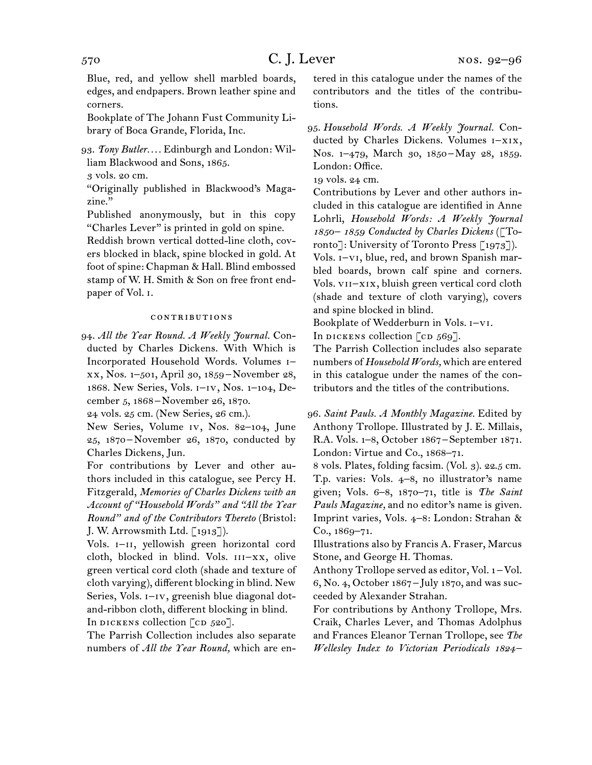Blue, red, and yellow shell marbled boards, edges, and endpapers. Brown leather spine and corners.

Bookplate of The Johann Fust Community Library of Boca Grande, Florida, Inc.

93. *Tony Butler.*… Edinburgh and London: William Blackwood and Sons, 1865.

3 vols. 20 cm.

"Originally published in Blackwood's Magazine."

Published anonymously, but in this copy "Charles Lever" is printed in gold on spine.

Reddish brown vertical dotted-line cloth, covers blocked in black, spine blocked in gold. At foot of spine: Chapman & Hall. Blind embossed stamp of W. H. Smith & Son on free front endpaper of Vol. I.

### CONTRIBUTIONS

94. *All the Year Round. A Weekly Journal.* Conducted by Charles Dickens. With Which is Incorporated Household Words. Volumes I–XX, Nos. 1–501, April 30, 1859–November 28, 1868. New Series, Vols. I–IV, Nos. 1–104, December 5, 1868–November 26, 1870.

24 vols. 25 cm. (New Series, 26 cm.).

New Series, Volume IV, Nos. 82–104, June 25, 1870–November 26, 1870, conducted by Charles Dickens, Jun.

For contributions by Lever and other authors included in this catalogue, see Percy H. Fitzgerald, *Memories of Charles Dickens with an Account of "Household Words" and "All the Year Round" and of the Contributors Thereto* (Bristol: J. W. Arrowsmith Ltd. [1913]).

Vols. I–II, yellowish green horizontal cord cloth, blocked in blind. Vols. III–XX, olive green vertical cord cloth (shade and texture of cloth varying), different blocking in blind. New Series, Vols. I–IV, greenish blue diagonal dot-and-ribbon cloth, different blocking in blind.

In DICKENS collection [CD 520].

The Parrish Collection includes also separate numbers of *All the Year Round,* which are entered in this catalogue under the names of the contributors and the titles of the contributions.

95. *Household Words. A Weekly Journal.* Conducted by Charles Dickens. Volumes I–XIX, Nos. 1–479, March 30, 1850–May 28, 1859. London: Office.

19 vols. 24 cm.

Contributions by Lever and other authors included in this catalogue are identified in Anne Lohrli, *Household Words: A Weekly Journal 1850– 1859 Conducted by Charles Dickens* ([Toronto]: University of Toronto Press [1973]).

Vols. I–VI, blue, red, and brown Spanish marbled boards, brown calf spine and corners. Vols. VII–XIX, bluish green vertical cord cloth (shade and texture of cloth varying), covers and spine blocked in blind.

Bookplate of Wedderburn in Vols. I–VI.

In DICKENS collection [CD 569].

The Parrish Collection includes also separate numbers of *Household Words,* which are entered in this catalogue under the names of the contributors and the titles of the contributions.

96. *Saint Pauls. A Monthly Magazine.* Edited by Anthony Trollope. Illustrated by J. E. Millais, R.A. Vols. 1–8, October 1867–September 1871. London: Virtue and Co., 1868–71.

8 vols. Plates, folding facsim. (Vol. 3). 22.5 cm.

T.p. varies: Vols. 4–8, no illustrator's name given; Vols. 6–8, 1870–71, title is *The Saint Pauls Magazine,* and no editor's name is given. Imprint varies, Vols. 4–8: London: Strahan & Co., 1869–71.

Illustrations also by Francis A. Fraser, Marcus Stone, and George H. Thomas.

Anthony Trollope served as editor, Vol. 1–Vol. 6, No. 4, October 1867–July 1870, and was succeeded by Alexander Strahan.

For contributions by Anthony Trollope, Mrs. Craik, Charles Lever, and Thomas Adolphus and Frances Eleanor Ternan Trollope, see *The Wellesley Index to Victorian Periodicals 1824–*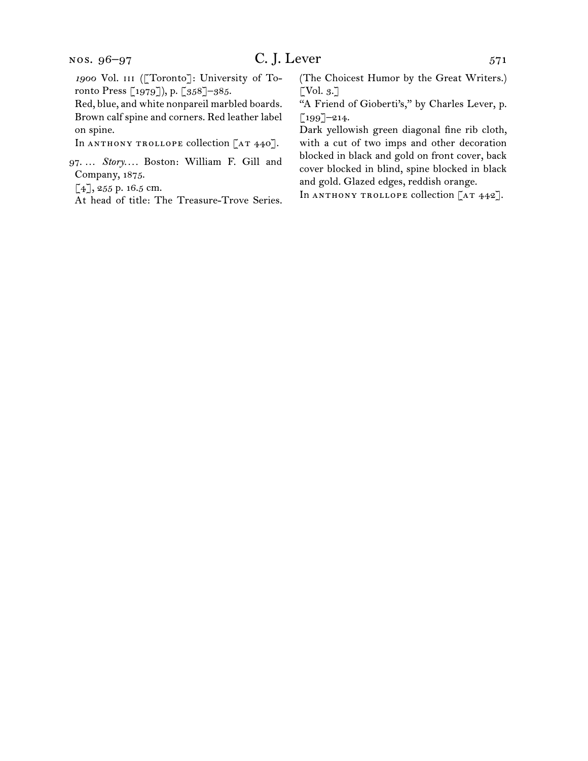*1900* Vol. III ([Toronto]: University of Toronto Press [1979]), p. [358]–385.

Red, blue, and white nonpareil marbled boards. Brown calf spine and corners. Red leather label on spine.

In ANTHONY TROLLOPE collection [AT 440].

97. … *Story.*… Boston: William F. Gill and Company, 1875.

[4], 255 p. 16.5 cm.

At head of title: The Treasure-Trove Series. (The Choicest Humor by the Great Writers.) [Vol. 3.]

"A Friend of Gioberti's," by Charles Lever, p. [199]–214.

Dark yellowish green diagonal fine rib cloth, with a cut of two imps and other decoration blocked in black and gold on front cover, back cover blocked in blind, spine blocked in black and gold. Glazed edges, reddish orange.

In ANTHONY TROLLOPE collection [AT 442].